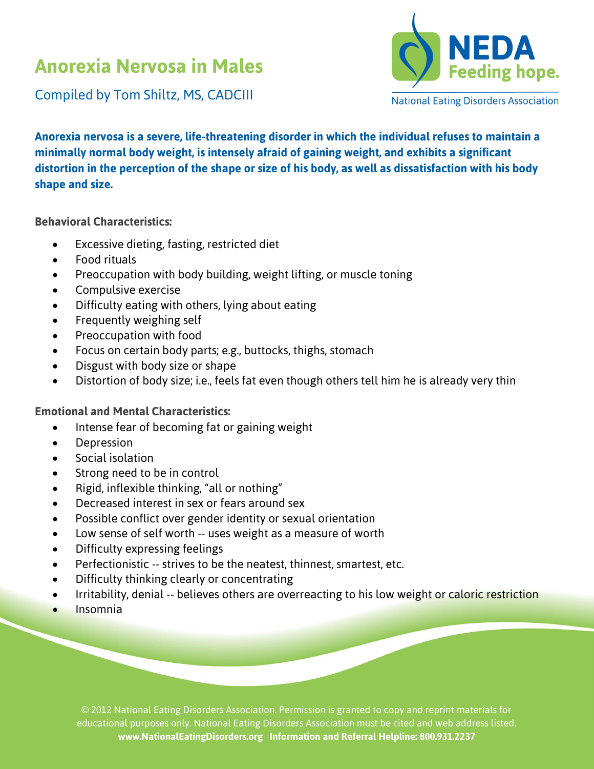# Anorexia Nervosa in Males

Compiled by Tom Shiltz, MS, CADCIII

NEDA Feeding hope.

National Eating Disorders Association

**Anorexia nervosa is a severe, life-threatening disorder in which the individual refuses to maintain a minimally normal body weight, is intensely afraid of gaining weight, and exhibits a significant distortion in the perception of the shape or size of his body, as well as dissatisfaction with his body shape and size.**

**Behavioral Characteristics:**

- Excessive dieting, fasting, restricted diet
- Food rituals
- Preoccupation with body building, weight lifting, or muscle toning
- Compulsive exercise
- Difficulty eating with others, lying about eating
- Frequently weighing self
- Preoccupation with food
- Focus on certain body parts; e.g., buttocks, thighs, stomach
- Disgust with body size or shape
- Distortion of body size; i.e., feels fat even though others tell him he is already very thin

**Emotional and Mental Characteristics:**

- Intense fear of becoming fat or gaining weight
- Depression
- Social isolation
- Strong need to be in control
- Rigid, inflexible thinking, "all or nothing"
- Decreased interest in sex or fears around sex
- Possible conflict over gender identity or sexual orientation
- Low sense of self worth -- uses weight as a measure of worth
- Difficulty expressing feelings
- Perfectionistic -- strives to be the neatest, thinnest, smartest, etc.
- Difficulty thinking clearly or concentrating
- Irritability, denial -- believes others are overreacting to his low weight or caloric restriction
- Insomnia

© 2012 National Eating Disorders Association. Permission is granted to copy and reprint materials for educational purposes only. National Eating Disorders Association must be cited and web address listed.
**www.NationalEatingDisorders.org Information and Referral Helpline: 800.931.2237**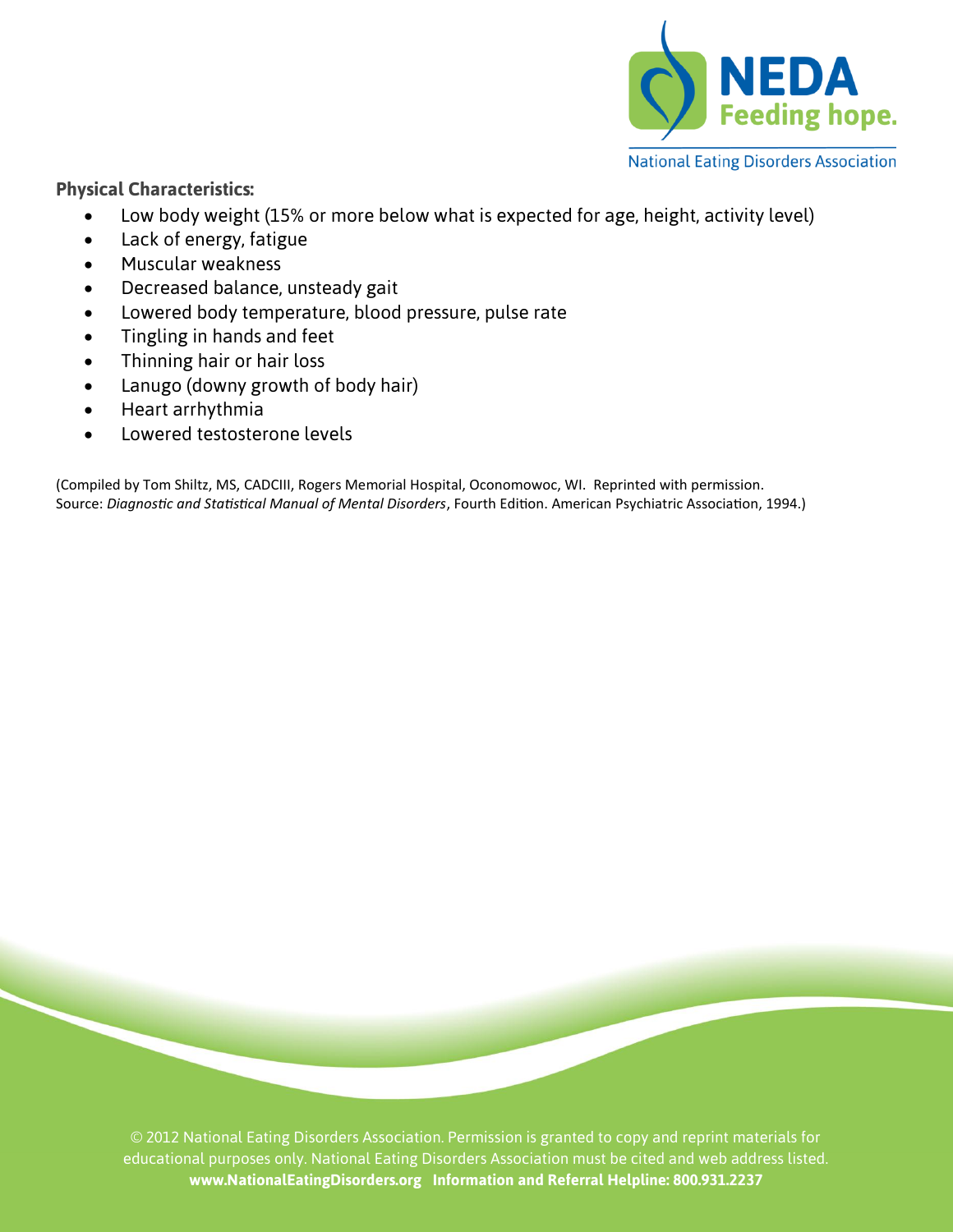**Physical Characteristics:**

- Low body weight (15% or more below what is expected for age, height, activity level)
- Lack of energy, fatigue
- Muscular weakness
- Decreased balance, unsteady gait
- Lowered body temperature, blood pressure, pulse rate
- Tingling in hands and feet
- Thinning hair or hair loss
- Lanugo (downy growth of body hair)
- Heart arrhythmia
- Lowered testosterone levels

(Compiled by Tom Shiltz, MS, CADCIII, Rogers Memorial Hospital, Oconomowoc, WI. Reprinted with permission. Source: *Diagnostic and Statistical Manual of Mental Disorders*, Fourth Edition. American Psychiatric Association, 1994.)

© 2012 National Eating Disorders Association. Permission is granted to copy and reprint materials for educational purposes only. National Eating Disorders Association must be cited and web address listed.
**www.NationalEatingDisorders.org Information and Referral Helpline: 800.931.2237**